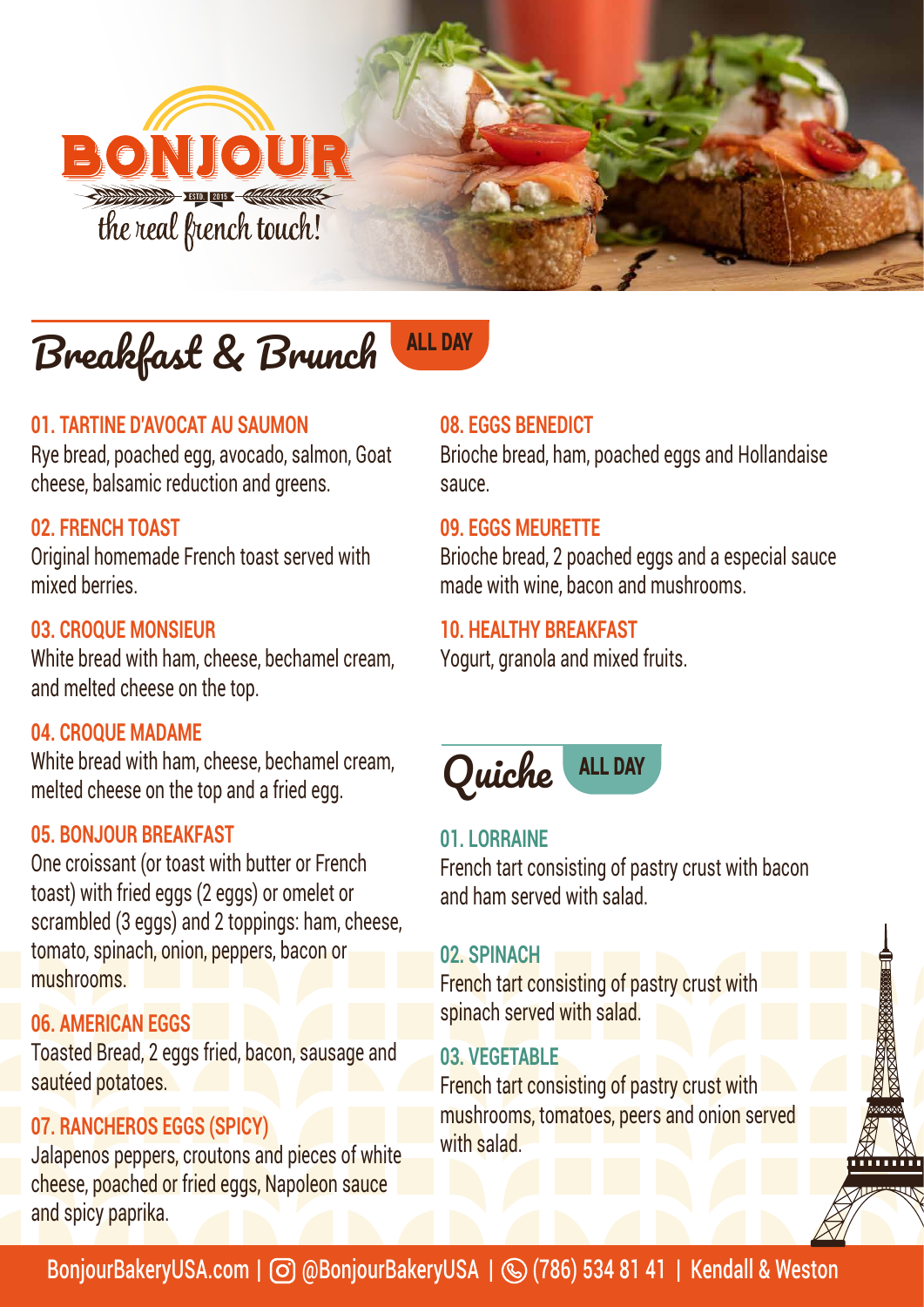# BONJOUR

ESTD. 2015

*the real french touch!*

## Breakfast & Brunch — ALL DAY

### 01. TARTINE D'AVOCAT AU SAUMON
Rye bread, poached egg, avocado, salmon, Goat cheese, balsamic reduction and greens.

### 02. FRENCH TOAST
Original homemade French toast served with mixed berries.

### 03. CROQUE MONSIEUR
White bread with ham, cheese, bechamel cream, and melted cheese on the top.

### 04. CROQUE MADAME
White bread with ham, cheese, bechamel cream, melted cheese on the top and a fried egg.

### 05. BONJOUR BREAKFAST
One croissant (or toast with butter or French toast) with fried eggs (2 eggs) or omelet or scrambled (3 eggs) and 2 toppings: ham, cheese, tomato, spinach, onion, peppers, bacon or mushrooms.

### 06. AMERICAN EGGS
Toasted Bread, 2 eggs fried, bacon, sausage and sautéed potatoes.

### 07. RANCHEROS EGGS (SPICY)
Jalapenos peppers, croutons and pieces of white cheese, poached or fried eggs, Napoleon sauce and spicy paprika.

### 08. EGGS BENEDICT
Brioche bread, ham, poached eggs and Hollandaise sauce.

### 09. EGGS MEURETTE
Brioche bread, 2 poached eggs and a especial sauce made with wine, bacon and mushrooms.

### 10. HEALTHY BREAKFAST
Yogurt, granola and mixed fruits.

## Quiche — ALL DAY

### 01. LORRAINE
French tart consisting of pastry crust with bacon and ham served with salad.

### 02. SPINACH
French tart consisting of pastry crust with spinach served with salad.

### 03. VEGETABLE
French tart consisting of pastry crust with mushrooms, tomatoes, peers and onion served with salad.

BonjourBakeryUSA.com | @BonjourBakeryUSA | (786) 534 81 41 | Kendall & Weston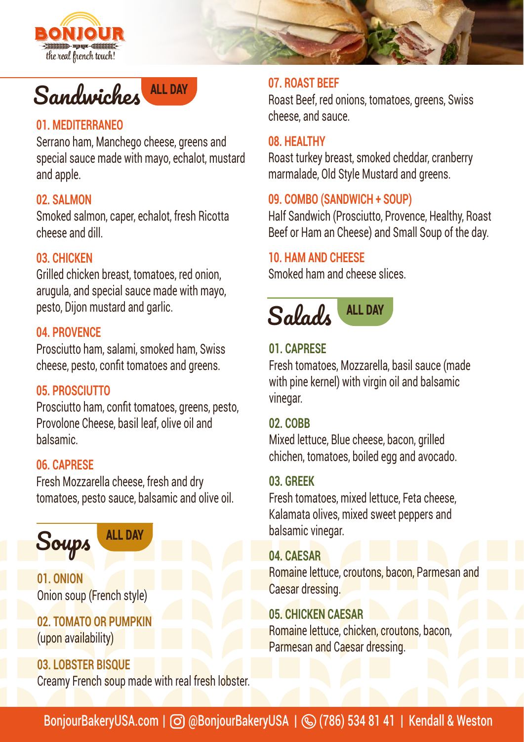**BONJOUR**
*the real french touch!*

## Sandwiches — ALL DAY

### 01. MEDITERRANEO
Serrano ham, Manchego cheese, greens and special sauce made with mayo, echalot, mustard and apple.

### 02. SALMON
Smoked salmon, caper, echalot, fresh Ricotta cheese and dill.

### 03. CHICKEN
Grilled chicken breast, tomatoes, red onion, arugula, and special sauce made with mayo, pesto, Dijon mustard and garlic.

### 04. PROVENCE
Prosciutto ham, salami, smoked ham, Swiss cheese, pesto, confit tomatoes and greens.

### 05. PROSCIUTTO
Prosciutto ham, confit tomatoes, greens, pesto, Provolone Cheese, basil leaf, olive oil and balsamic.

### 06. CAPRESE
Fresh Mozzarella cheese, fresh and dry tomatoes, pesto sauce, balsamic and olive oil.

### 07. ROAST BEEF
Roast Beef, red onions, tomatoes, greens, Swiss cheese, and sauce.

### 08. HEALTHY
Roast turkey breast, smoked cheddar, cranberry marmalade, Old Style Mustard and greens.

### 09. COMBO (SANDWICH + SOUP)
Half Sandwich (Prosciutto, Provence, Healthy, Roast Beef or Ham an Cheese) and Small Soup of the day.

### 10. HAM AND CHEESE
Smoked ham and cheese slices.

## Soups — ALL DAY

### 01. ONION
Onion soup (French style)

### 02. TOMATO OR PUMPKIN
(upon availability)

### 03. LOBSTER BISQUE
Creamy French soup made with real fresh lobster.

## Salads — ALL DAY

### 01. CAPRESE
Fresh tomatoes, Mozzarella, basil sauce (made with pine kernel) with virgin oil and balsamic vinegar.

### 02. COBB
Mixed lettuce, Blue cheese, bacon, grilled chichen, tomatoes, boiled egg and avocado.

### 03. GREEK
Fresh tomatoes, mixed lettuce, Feta cheese, Kalamata olives, mixed sweet peppers and balsamic vinegar.

### 04. CAESAR
Romaine lettuce, croutons, bacon, Parmesan and Caesar dressing.

### 05. CHICKEN CAESAR
Romaine lettuce, chicken, croutons, bacon, Parmesan and Caesar dressing.

BonjourBakeryUSA.com | @BonjourBakeryUSA | (786) 534 81 41 | Kendall & Weston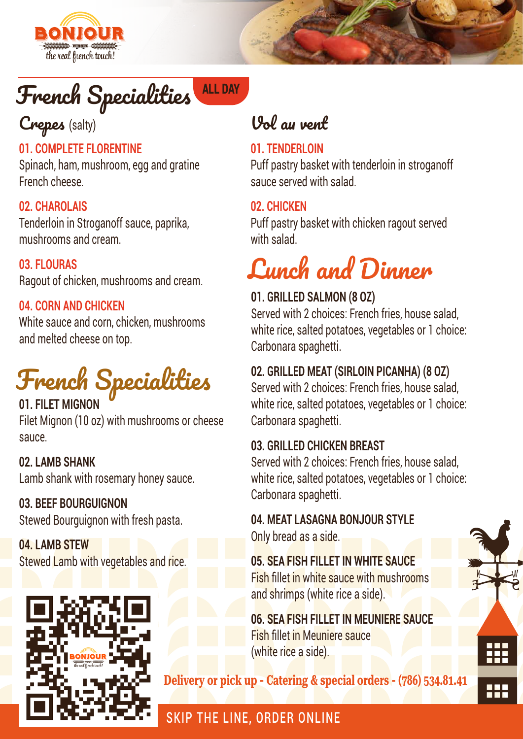BONJOUR

the real french touch!

# French Specialities ALL DAY

## Crepes (salty)

**01. COMPLETE FLORENTINE**
Spinach, ham, mushroom, egg and gratine French cheese.

**02. CHAROLAIS**
Tenderloin in Stroganoff sauce, paprika, mushrooms and cream.

**03. FLOURAS**
Ragout of chicken, mushrooms and cream.

**04. CORN AND CHICKEN**
White sauce and corn, chicken, mushrooms and melted cheese on top.

# French Specialities

**01. FILET MIGNON**
Filet Mignon (10 oz) with mushrooms or cheese sauce.

**02. LAMB SHANK**
Lamb shank with rosemary honey sauce.

**03. BEEF BOURGUIGNON**
Stewed Bourguignon with fresh pasta.

**04. LAMB STEW**
Stewed Lamb with vegetables and rice.

## Vol au vent

**01. TENDERLOIN**
Puff pastry basket with tenderloin in stroganoff sauce served with salad.

**02. CHICKEN**
Puff pastry basket with chicken ragout served with salad.

# Lunch and Dinner

**01. GRILLED SALMON (8 OZ)**
Served with 2 choices: French fries, house salad, white rice, salted potatoes, vegetables or 1 choice: Carbonara spaghetti.

**02. GRILLED MEAT (SIRLOIN PICANHA) (8 OZ)**
Served with 2 choices: French fries, house salad, white rice, salted potatoes, vegetables or 1 choice: Carbonara spaghetti.

**03. GRILLED CHICKEN BREAST**
Served with 2 choices: French fries, house salad, white rice, salted potatoes, vegetables or 1 choice: Carbonara spaghetti.

**04. MEAT LASAGNA BONJOUR STYLE**
Only bread as a side.

**05. SEA FISH FILLET IN WHITE SAUCE**
Fish fillet in white sauce with mushrooms and shrimps (white rice a side).

**06. SEA FISH FILLET IN MEUNIERE SAUCE**
Fish fillet in Meuniere sauce (white rice a side).

Delivery or pick up - Catering & special orders - (786) 534.81.41

SKIP THE LINE, ORDER ONLINE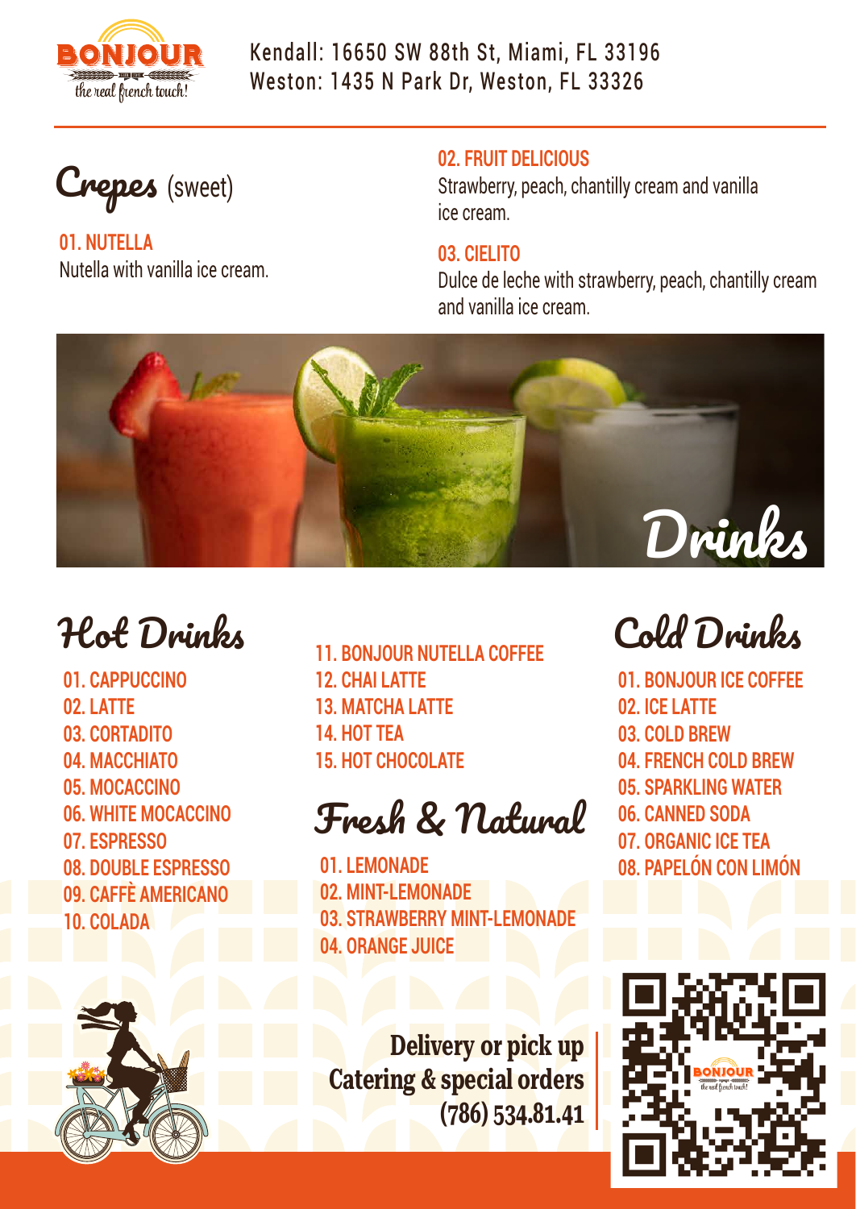BONJOUR
the real french touch!

Kendall: 16650 SW 88th St, Miami, FL 33196
Weston: 1435 N Park Dr, Weston, FL 33326

## Crepes (sweet)

**01. NUTELLA**
Nutella with vanilla ice cream.

**02. FRUIT DELICIOUS**
Strawberry, peach, chantilly cream and vanilla ice cream.

**03. CIELITO**
Dulce de leche with strawberry, peach, chantilly cream and vanilla ice cream.

# Drinks

## Hot Drinks

01. CAPPUCCINO
02. LATTE
03. CORTADITO
04. MACCHIATO
05. MOCACCINO
06. WHITE MOCACCINO
07. ESPRESSO
08. DOUBLE ESPRESSO
09. CAFFÈ AMERICANO
10. COLADA
11. BONJOUR NUTELLA COFFEE
12. CHAI LATTE
13. MATCHA LATTE
14. HOT TEA
15. HOT CHOCOLATE

## Fresh & Natural

01. LEMONADE
02. MINT-LEMONADE
03. STRAWBERRY MINT-LEMONADE
04. ORANGE JUICE

## Cold Drinks

01. BONJOUR ICE COFFEE
02. ICE LATTE
03. COLD BREW
04. FRENCH COLD BREW
05. SPARKLING WATER
06. CANNED SODA
07. ORGANIC ICE TEA
08. PAPELÓN CON LIMÓN

**Delivery or pick up**
**Catering & special orders**
**(786) 534.81.41**